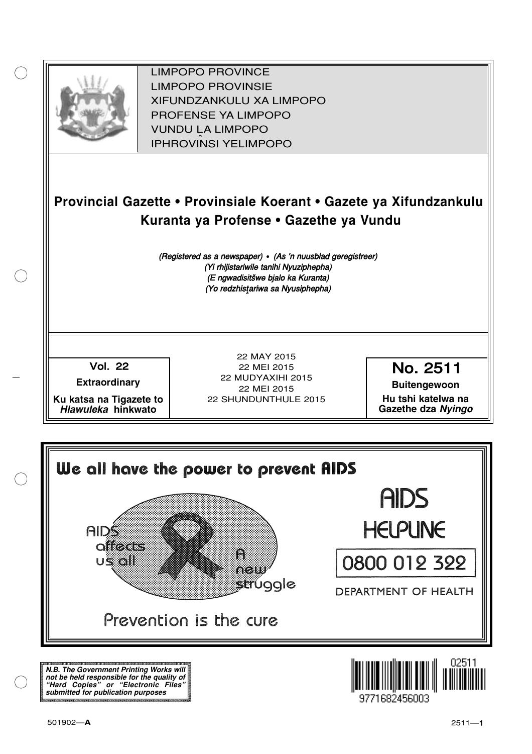LIMPOPO PROVINCE
LIMPOPO PROVINSIE
XIFUNDZANKULU XA LIMPOPO
PROFENSE YA LIMPOPO
VUNDU LA LIMPOPO
IPHROVINSI YELIMPOPO

# Provincial Gazette • Provinsiale Koerant • Gazete ya Xifundzankulu Kuranta ya Profense • Gazethe ya Vundu

*(Registered as a newspaper) • (As 'n nuusblad geregistreer)*
*(Yi rhijistariwile tanihi Nyuziphepha)*
*(E ngwadisitšwe bjalo ka Kuranta)*
*(Yo redzhistariwa sa Nyusiphepha)*

| Vol. 22 | 22 MAY 2015 | No. 2511 |
|---|---|---|
| **Extraordinary** | 22 MEI 2015 | **Buitengewoon** |
| **Ku katsa na Tigazete to *Hlawuleka* hinkwato** | 22 MUDYAXIHI 2015 | **Hu tshi katelwa na Gazethe dza *Nyingo*** |
| | 22 MEI 2015 | |
| | 22 SHUNDUNTHULE 2015 | |

We all have the power to prevent AIDS

AIDS affects us all

A new struggle

Prevention is the cure

AIDS HELPLINE

0800 012 322

DEPARTMENT OF HEALTH

***N.B. The Government Printing Works will not be held responsible for the quality of "Hard Copies" or "Electronic Files" submitted for publication purposes***

501902—**A**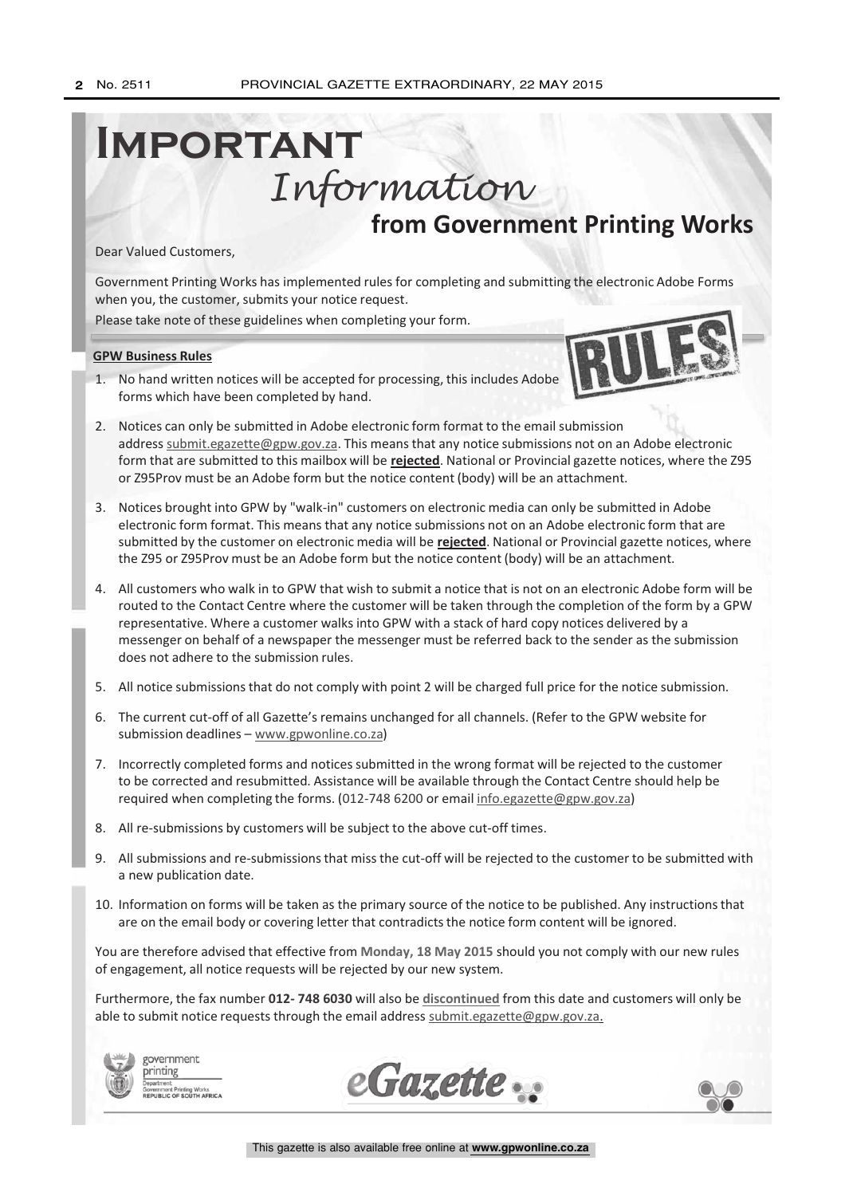# Important *Information* from Government Printing Works

Dear Valued Customers,

Government Printing Works has implemented rules for completing and submitting the electronic Adobe Forms when you, the customer, submits your notice request.

Please take note of these guidelines when completing your form.

**GPW Business Rules**

1. No hand written notices will be accepted for processing, this includes Adobe forms which have been completed by hand.
2. Notices can only be submitted in Adobe electronic form format to the email submission address submit.egazette@gpw.gov.za. This means that any notice submissions not on an Adobe electronic form that are submitted to this mailbox will be **rejected**. National or Provincial gazette notices, where the Z95 or Z95Prov must be an Adobe form but the notice content (body) will be an attachment.
3. Notices brought into GPW by "walk-in" customers on electronic media can only be submitted in Adobe electronic form format. This means that any notice submissions not on an Adobe electronic form that are submitted by the customer on electronic media will be **rejected**. National or Provincial gazette notices, where the Z95 or Z95Prov must be an Adobe form but the notice content (body) will be an attachment.
4. All customers who walk in to GPW that wish to submit a notice that is not on an electronic Adobe form will be routed to the Contact Centre where the customer will be taken through the completion of the form by a GPW representative. Where a customer walks into GPW with a stack of hard copy notices delivered by a messenger on behalf of a newspaper the messenger must be referred back to the sender as the submission does not adhere to the submission rules.
5. All notice submissions that do not comply with point 2 will be charged full price for the notice submission.
6. The current cut-off of all Gazette's remains unchanged for all channels. (Refer to the GPW website for submission deadlines – www.gpwonline.co.za)
7. Incorrectly completed forms and notices submitted in the wrong format will be rejected to the customer to be corrected and resubmitted. Assistance will be available through the Contact Centre should help be required when completing the forms. (012-748 6200 or email info.egazette@gpw.gov.za)
8. All re-submissions by customers will be subject to the above cut-off times.
9. All submissions and re-submissions that miss the cut-off will be rejected to the customer to be submitted with a new publication date.
10. Information on forms will be taken as the primary source of the notice to be published. Any instructions that are on the email body or covering letter that contradicts the notice form content will be ignored.

You are therefore advised that effective from **Monday, 18 May 2015** should you not comply with our new rules of engagement, all notice requests will be rejected by our new system.

Furthermore, the fax number **012- 748 6030** will also be **discontinued** from this date and customers will only be able to submit notice requests through the email address submit.egazette@gpw.gov.za.

government printing
Department: Government Printing Works
REPUBLIC OF SOUTH AFRICA

eGazette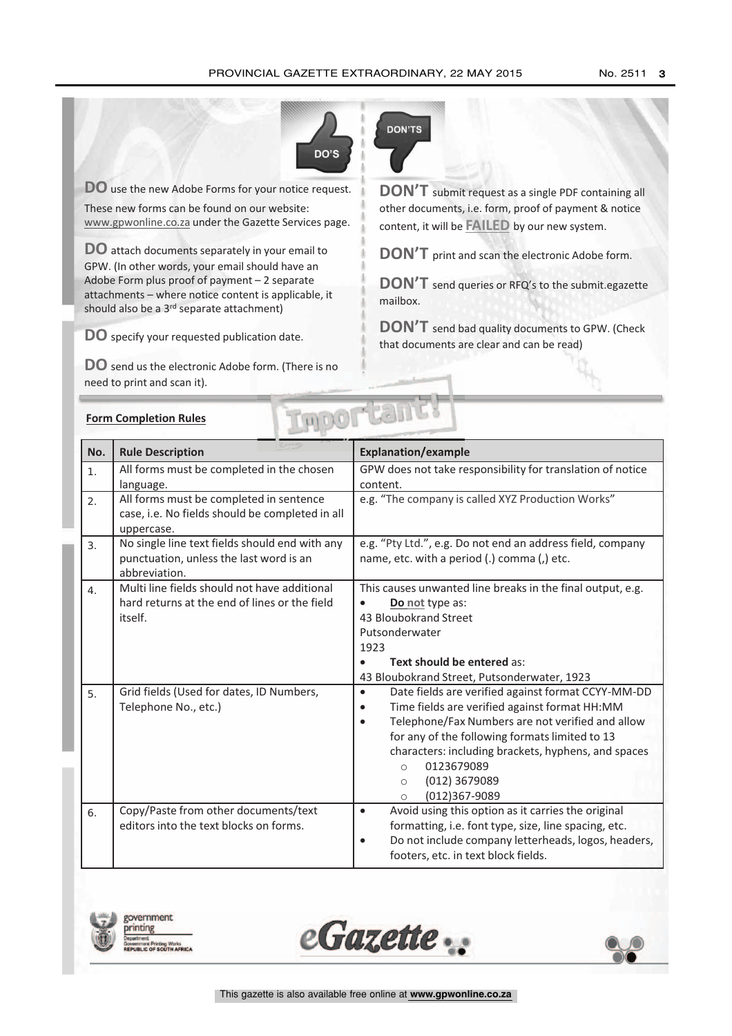DO'S

**DO** use the new Adobe Forms for your notice request.

These new forms can be found on our website: www.gpwonline.co.za under the Gazette Services page.

**DO** attach documents separately in your email to GPW. (In other words, your email should have an Adobe Form plus proof of payment – 2 separate attachments – where notice content is applicable, it should also be a 3rd separate attachment)

**DO** specify your requested publication date.

**DO** send us the electronic Adobe form. (There is no need to print and scan it).

DON'TS

**DON'T** submit request as a single PDF containing all other documents, i.e. form, proof of payment & notice content, it will be **FAILED** by our new system.

**DON'T** print and scan the electronic Adobe form.

**DON'T** send queries or RFQ's to the submit.egazette mailbox.

**DON'T** send bad quality documents to GPW. (Check that documents are clear and can be read)

Important!

**Form Completion Rules**

| No. | Rule Description | Explanation/example |
|---|---|---|
| 1. | All forms must be completed in the chosen language. | GPW does not take responsibility for translation of notice content. |
| 2. | All forms must be completed in sentence case, i.e. No fields should be completed in all uppercase. | e.g. "The company is called XYZ Production Works" |
| 3. | No single line text fields should end with any punctuation, unless the last word is an abbreviation. | e.g. "Pty Ltd.", e.g. Do not end an address field, company name, etc. with a period (.) comma (,) etc. |
| 4. | Multi line fields should not have additional hard returns at the end of lines or the field itself. | This causes unwanted line breaks in the final output, e.g. <br>• **Do not** type as: <br>43 Bloubokrand Street <br>Putsonderwater <br>1923 <br>• **Text should be entered** as: <br>43 Bloubokrand Street, Putsonderwater, 1923 |
| 5. | Grid fields (Used for dates, ID Numbers, Telephone No., etc.) | • Date fields are verified against format CCYY-MM-DD <br>• Time fields are verified against format HH:MM <br>• Telephone/Fax Numbers are not verified and allow for any of the following formats limited to 13 characters: including brackets, hyphens, and spaces <br>&nbsp;&nbsp;o 0123679089 <br>&nbsp;&nbsp;o (012) 3679089 <br>&nbsp;&nbsp;o (012)367-9089 |
| 6. | Copy/Paste from other documents/text editors into the text blocks on forms. | • Avoid using this option as it carries the original formatting, i.e. font type, size, line spacing, etc. <br>• Do not include company letterheads, logos, headers, footers, etc. in text block fields. |

government printing — Department: Government Printing Works, REPUBLIC OF SOUTH AFRICA

eGazette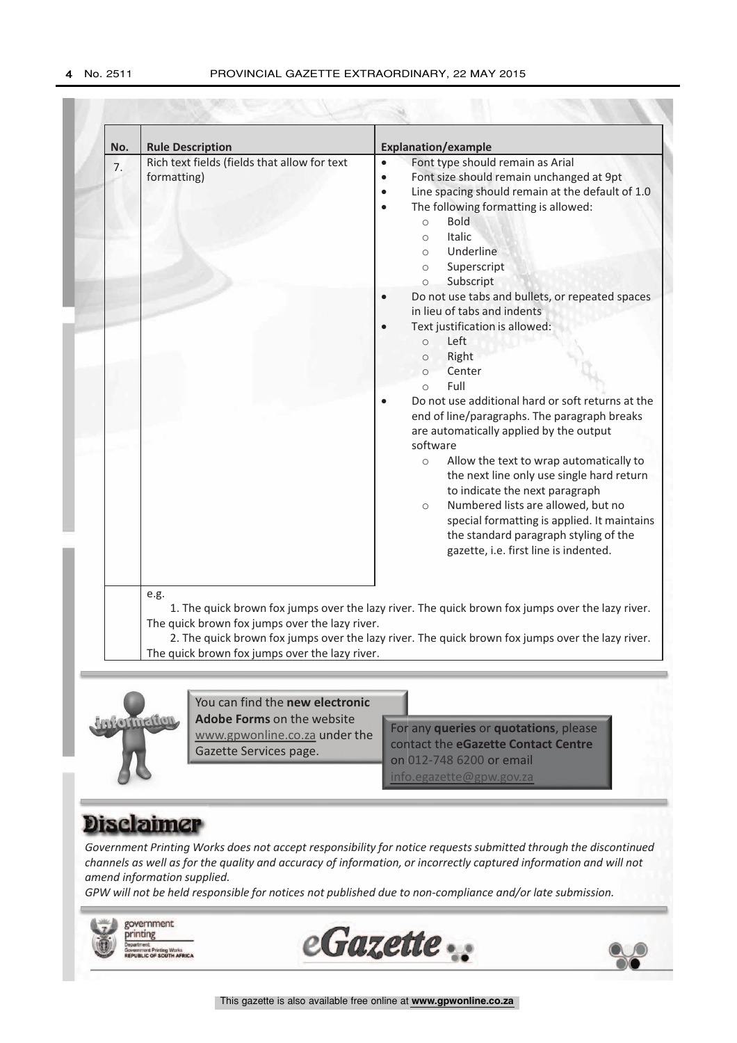| No. | Rule Description | Explanation/example |
|---|---|---|
| 7. | Rich text fields (fields that allow for text formatting) | • Font type should remain as Arial<br>• Font size should remain unchanged at 9pt<br>• Line spacing should remain at the default of 1.0<br>• The following formatting is allowed:<br>○ Bold<br>○ Italic<br>○ Underline<br>○ Superscript<br>○ Subscript<br>• Do not use tabs and bullets, or repeated spaces in lieu of tabs and indents<br>• Text justification is allowed:<br>○ Left<br>○ Right<br>○ Center<br>○ Full<br>• Do not use additional hard or soft returns at the end of line/paragraphs. The paragraph breaks are automatically applied by the output software<br>○ Allow the text to wrap automatically to the next line only use single hard return to indicate the next paragraph<br>○ Numbered lists are allowed, but no special formatting is applied. It maintains the standard paragraph styling of the gazette, i.e. first line is indented. |
| | e.g.<br>1. The quick brown fox jumps over the lazy river. The quick brown fox jumps over the lazy river. The quick brown fox jumps over the lazy river.<br>2. The quick brown fox jumps over the lazy river. The quick brown fox jumps over the lazy river. The quick brown fox jumps over the lazy river. | |

You can find the **new electronic Adobe Forms** on the website www.gpwonline.co.za under the Gazette Services page.

For any **queries** or **quotations**, please contact the **eGazette Contact Centre** on 012-748 6200 or email info.egazette@gpw.gov.za

## Disclaimer

*Government Printing Works does not accept responsibility for notice requests submitted through the discontinued channels as well as for the quality and accuracy of information, or incorrectly captured information and will not amend information supplied.*

*GPW will not be held responsible for notices not published due to non-compliance and/or late submission.*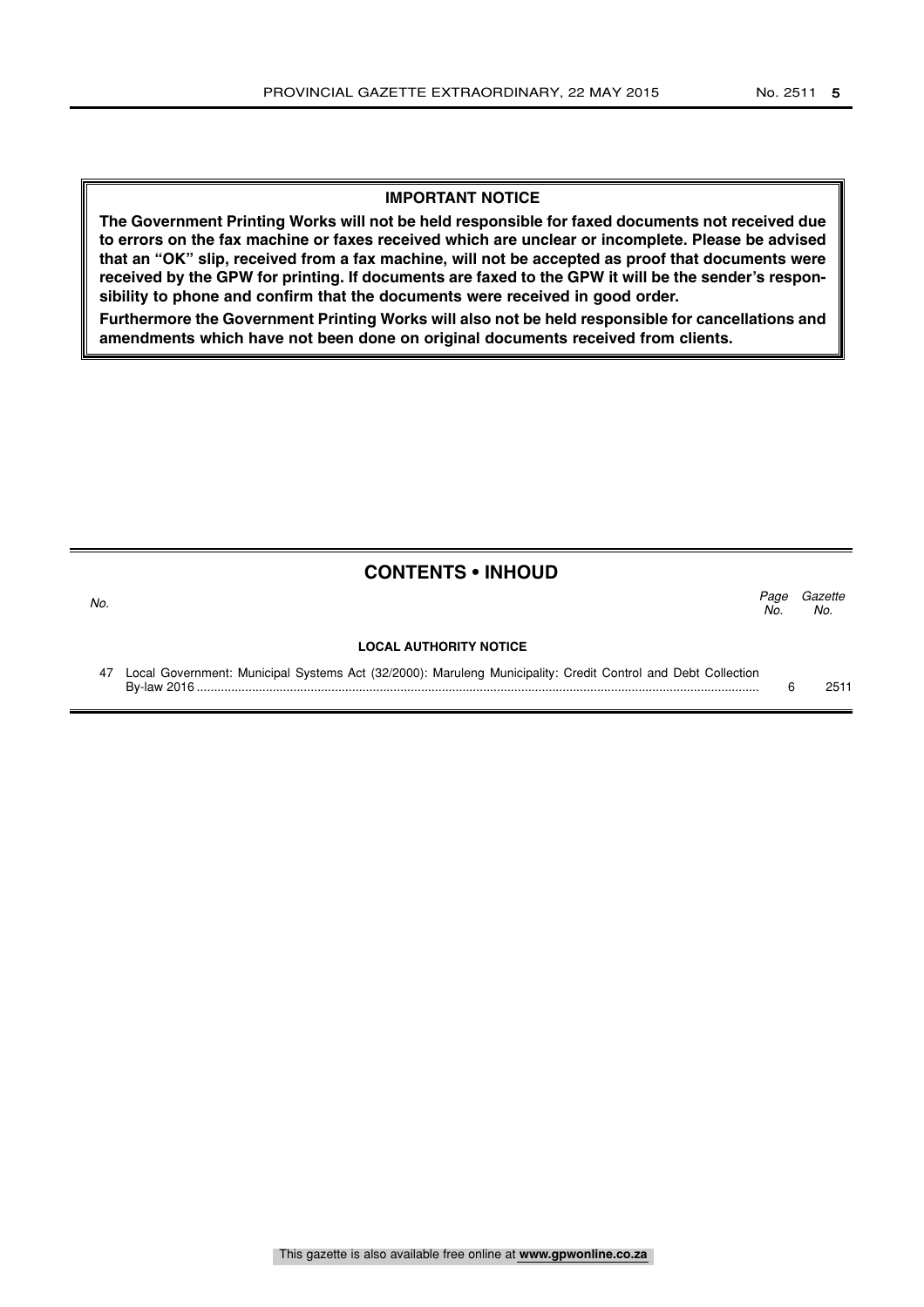**IMPORTANT NOTICE**

**The Government Printing Works will not be held responsible for faxed documents not received due to errors on the fax machine or faxes received which are unclear or incomplete. Please be advised that an "OK" slip, received from a fax machine, will not be accepted as proof that documents were received by the GPW for printing. If documents are faxed to the GPW it will be the sender's responsibility to phone and confirm that the documents were received in good order.**

**Furthermore the Government Printing Works will also not be held responsible for cancellations and amendments which have not been done on original documents received from clients.**

## CONTENTS • INHOUD

| *No.* | | *Page No.* | *Gazette No.* |
|---|---|---|---|
| | **LOCAL AUTHORITY NOTICE** | | |
| 47 | Local Government: Municipal Systems Act (32/2000): Maruleng Municipality: Credit Control and Debt Collection By-law 2016 | 6 | 2511 |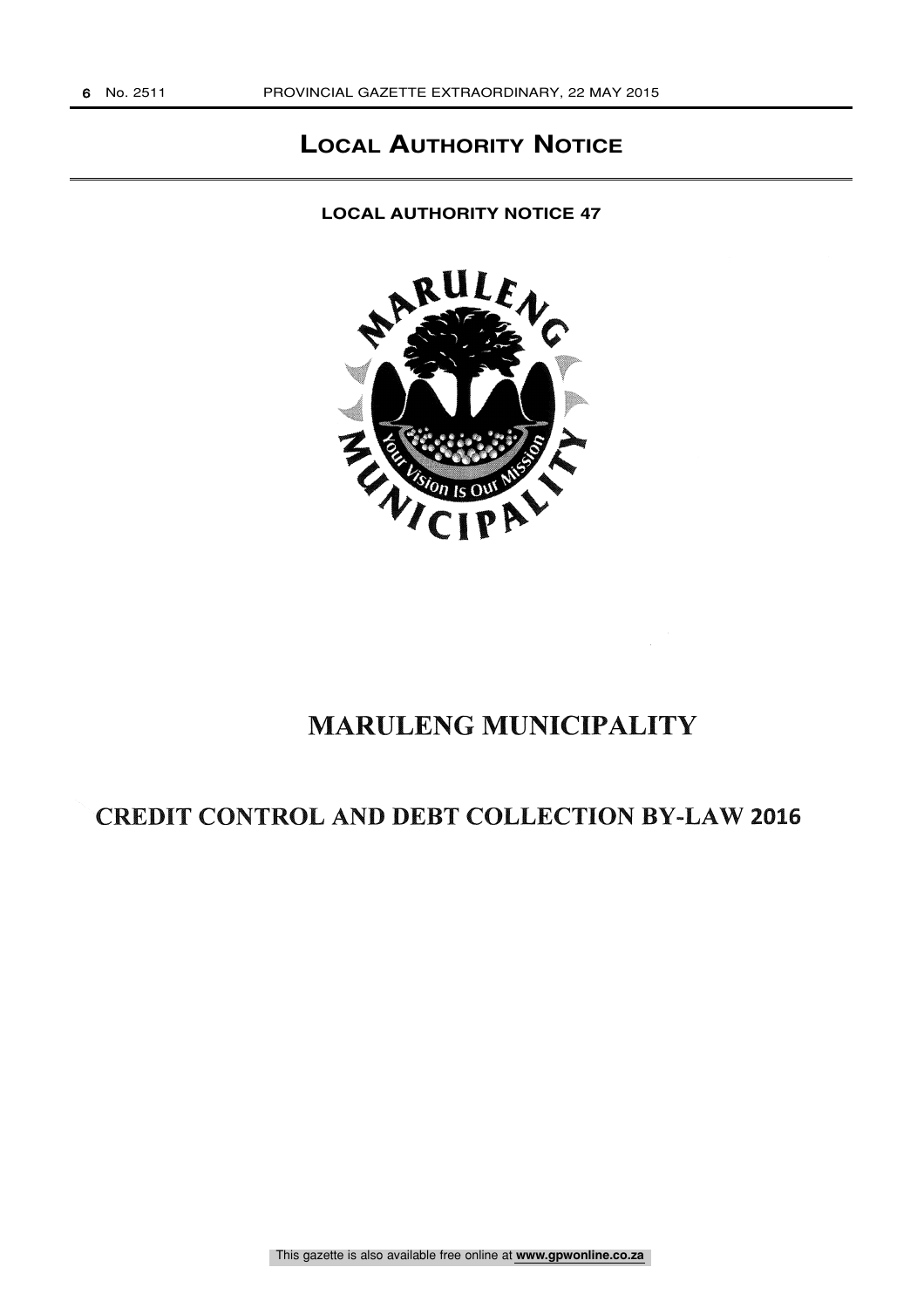# Local Authority Notice

**LOCAL AUTHORITY NOTICE 47**

# MARULENG MUNICIPALITY

## CREDIT CONTROL AND DEBT COLLECTION BY-LAW 2016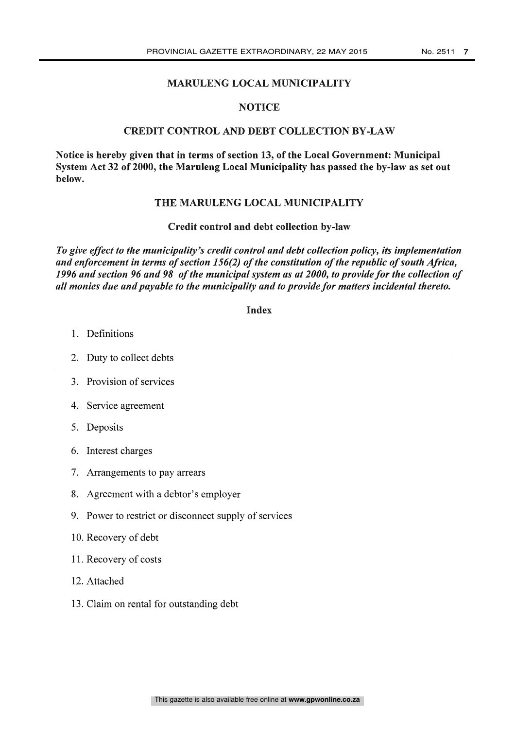# MARULENG LOCAL MUNICIPALITY

## NOTICE

## CREDIT CONTROL AND DEBT COLLECTION BY-LAW

**Notice is hereby given that in terms of section 13, of the Local Government: Municipal System Act 32 of 2000, the Maruleng Local Municipality has passed the by-law as set out below.**

## THE MARULENG LOCAL MUNICIPALITY

### Credit control and debt collection by-law

***To give effect to the municipality's credit control and debt collection policy, its implementation and enforcement in terms of section 156(2) of the constitution of the republic of south Africa, 1996 and section 96 and 98 of the municipal system as at 2000, to provide for the collection of all monies due and payable to the municipality and to provide for matters incidental thereto.***

### Index

1. Definitions
2. Duty to collect debts
3. Provision of services
4. Service agreement
5. Deposits
6. Interest charges
7. Arrangements to pay arrears
8. Agreement with a debtor's employer
9. Power to restrict or disconnect supply of services
10. Recovery of debt
11. Recovery of costs
12. Attached
13. Claim on rental for outstanding debt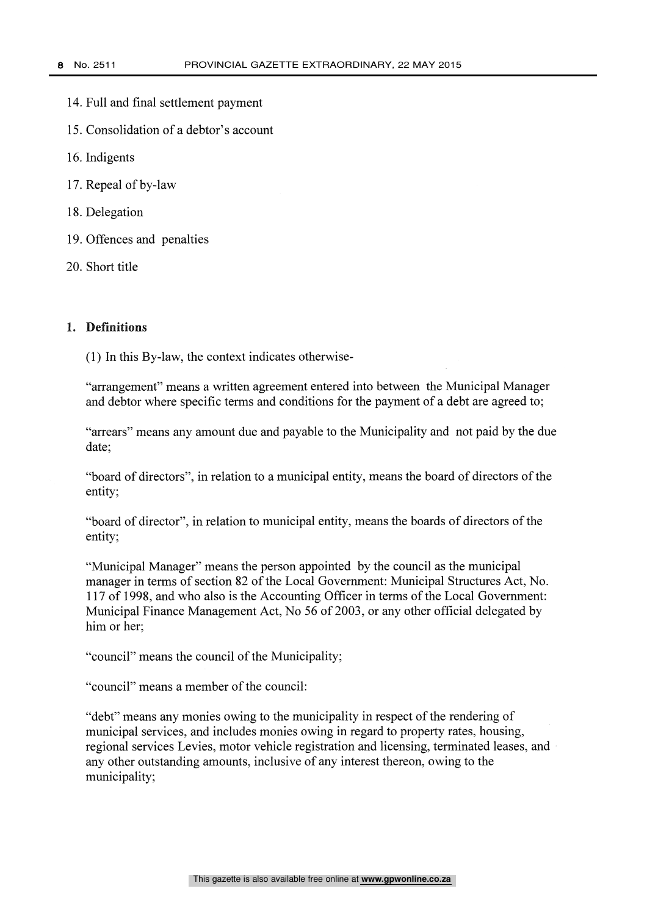14. Full and final settlement payment

15. Consolidation of a debtor's account

16. Indigents

17. Repeal of by-law

18. Delegation

19. Offences and penalties

20. Short title

## 1. Definitions

(1) In this By-law, the context indicates otherwise-

"arrangement" means a written agreement entered into between the Municipal Manager and debtor where specific terms and conditions for the payment of a debt are agreed to;

"arrears" means any amount due and payable to the Municipality and not paid by the due date;

"board of directors", in relation to a municipal entity, means the board of directors of the entity;

"board of director", in relation to municipal entity, means the boards of directors of the entity;

"Municipal Manager" means the person appointed by the council as the municipal manager in terms of section 82 of the Local Government: Municipal Structures Act, No. 117 of 1998, and who also is the Accounting Officer in terms of the Local Government: Municipal Finance Management Act, No 56 of 2003, or any other official delegated by him or her;

"council" means the council of the Municipality;

"council" means a member of the council:

"debt" means any monies owing to the municipality in respect of the rendering of municipal services, and includes monies owing in regard to property rates, housing, regional services Levies, motor vehicle registration and licensing, terminated leases, and any other outstanding amounts, inclusive of any interest thereon, owing to the municipality;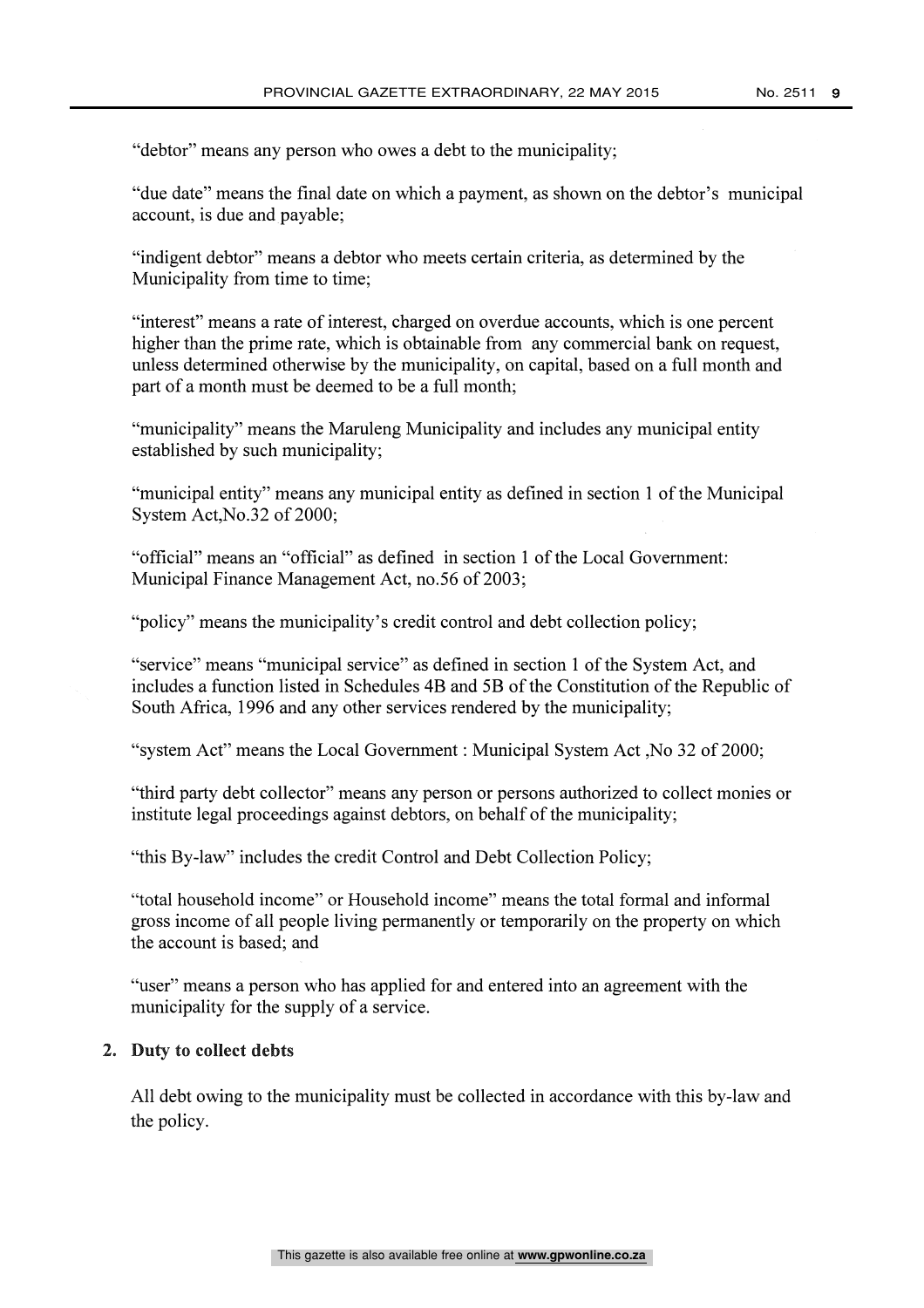"debtor" means any person who owes a debt to the municipality;

"due date" means the final date on which a payment, as shown on the debtor's municipal account, is due and payable;

"indigent debtor" means a debtor who meets certain criteria, as determined by the Municipality from time to time;

"interest" means a rate of interest, charged on overdue accounts, which is one percent higher than the prime rate, which is obtainable from any commercial bank on request, unless determined otherwise by the municipality, on capital, based on a full month and part of a month must be deemed to be a full month;

"municipality" means the Maruleng Municipality and includes any municipal entity established by such municipality;

"municipal entity" means any municipal entity as defined in section 1 of the Municipal System Act,No.32 of 2000;

"official" means an "official" as defined in section 1 of the Local Government: Municipal Finance Management Act, no.56 of 2003;

"policy" means the municipality's credit control and debt collection policy;

"service" means "municipal service" as defined in section 1 of the System Act, and includes a function listed in Schedules 4B and 5B of the Constitution of the Republic of South Africa, 1996 and any other services rendered by the municipality;

"system Act" means the Local Government : Municipal System Act ,No 32 of 2000;

"third party debt collector" means any person or persons authorized to collect monies or institute legal proceedings against debtors, on behalf of the municipality;

"this By-law" includes the credit Control and Debt Collection Policy;

"total household income" or Household income" means the total formal and informal gross income of all people living permanently or temporarily on the property on which the account is based; and

"user" means a person who has applied for and entered into an agreement with the municipality for the supply of a service.

**2. Duty to collect debts**

All debt owing to the municipality must be collected in accordance with this by-law and the policy.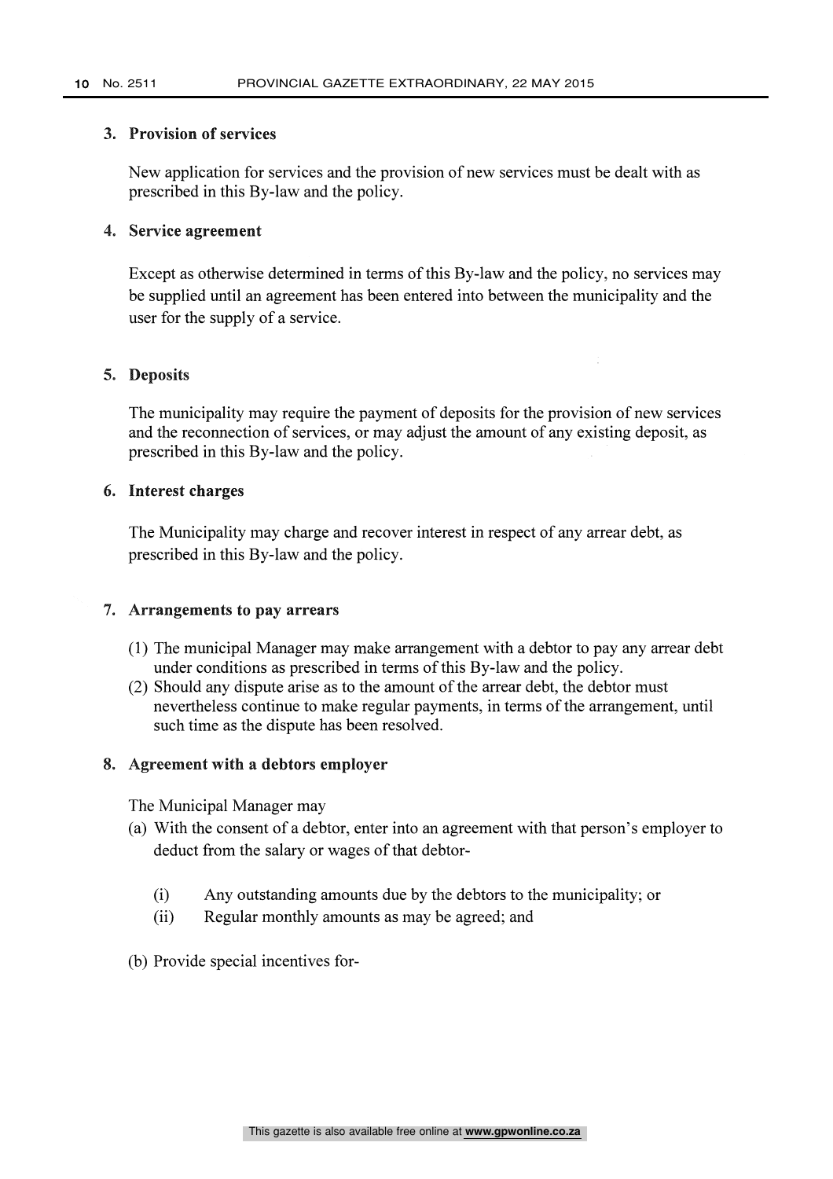### 3. Provision of services

New application for services and the provision of new services must be dealt with as prescribed in this By-law and the policy.

### 4. Service agreement

Except as otherwise determined in terms of this By-law and the policy, no services may be supplied until an agreement has been entered into between the municipality and the user for the supply of a service.

### 5. Deposits

The municipality may require the payment of deposits for the provision of new services and the reconnection of services, or may adjust the amount of any existing deposit, as prescribed in this By-law and the policy.

### 6. Interest charges

The Municipality may charge and recover interest in respect of any arrear debt, as prescribed in this By-law and the policy.

### 7. Arrangements to pay arrears

(1) The municipal Manager may make arrangement with a debtor to pay any arrear debt under conditions as prescribed in terms of this By-law and the policy.

(2) Should any dispute arise as to the amount of the arrear debt, the debtor must nevertheless continue to make regular payments, in terms of the arrangement, until such time as the dispute has been resolved.

### 8. Agreement with a debtors employer

The Municipal Manager may

(a) With the consent of a debtor, enter into an agreement with that person's employer to deduct from the salary or wages of that debtor-

(i) Any outstanding amounts due by the debtors to the municipality; or

(ii) Regular monthly amounts as may be agreed; and

(b) Provide special incentives for-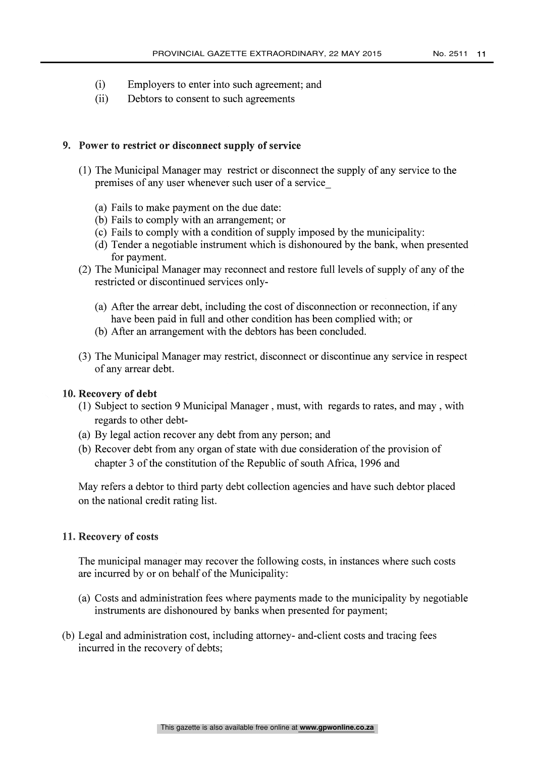(i) Employers to enter into such agreement; and

(ii) Debtors to consent to such agreements

**9. Power to restrict or disconnect supply of service**

(1) The Municipal Manager may restrict or disconnect the supply of any service to the premises of any user whenever such user of a service_

(a) Fails to make payment on the due date:
(b) Fails to comply with an arrangement; or
(c) Fails to comply with a condition of supply imposed by the municipality:
(d) Tender a negotiable instrument which is dishonoured by the bank, when presented for payment.

(2) The Municipal Manager may reconnect and restore full levels of supply of any of the restricted or discontinued services only-

(a) After the arrear debt, including the cost of disconnection or reconnection, if any have been paid in full and other condition has been complied with; or
(b) After an arrangement with the debtors has been concluded.

(3) The Municipal Manager may restrict, disconnect or discontinue any service in respect of any arrear debt.

**10. Recovery of debt**

(1) Subject to section 9 Municipal Manager , must, with regards to rates, and may , with regards to other debt-

(a) By legal action recover any debt from any person; and
(b) Recover debt from any organ of state with due consideration of the provision of chapter 3 of the constitution of the Republic of south Africa, 1996 and

May refers a debtor to third party debt collection agencies and have such debtor placed on the national credit rating list.

**11. Recovery of costs**

The municipal manager may recover the following costs, in instances where such costs are incurred by or on behalf of the Municipality:

(a) Costs and administration fees where payments made to the municipality by negotiable instruments are dishonoured by banks when presented for payment;

(b) Legal and administration cost, including attorney- and-client costs and tracing fees incurred in the recovery of debts;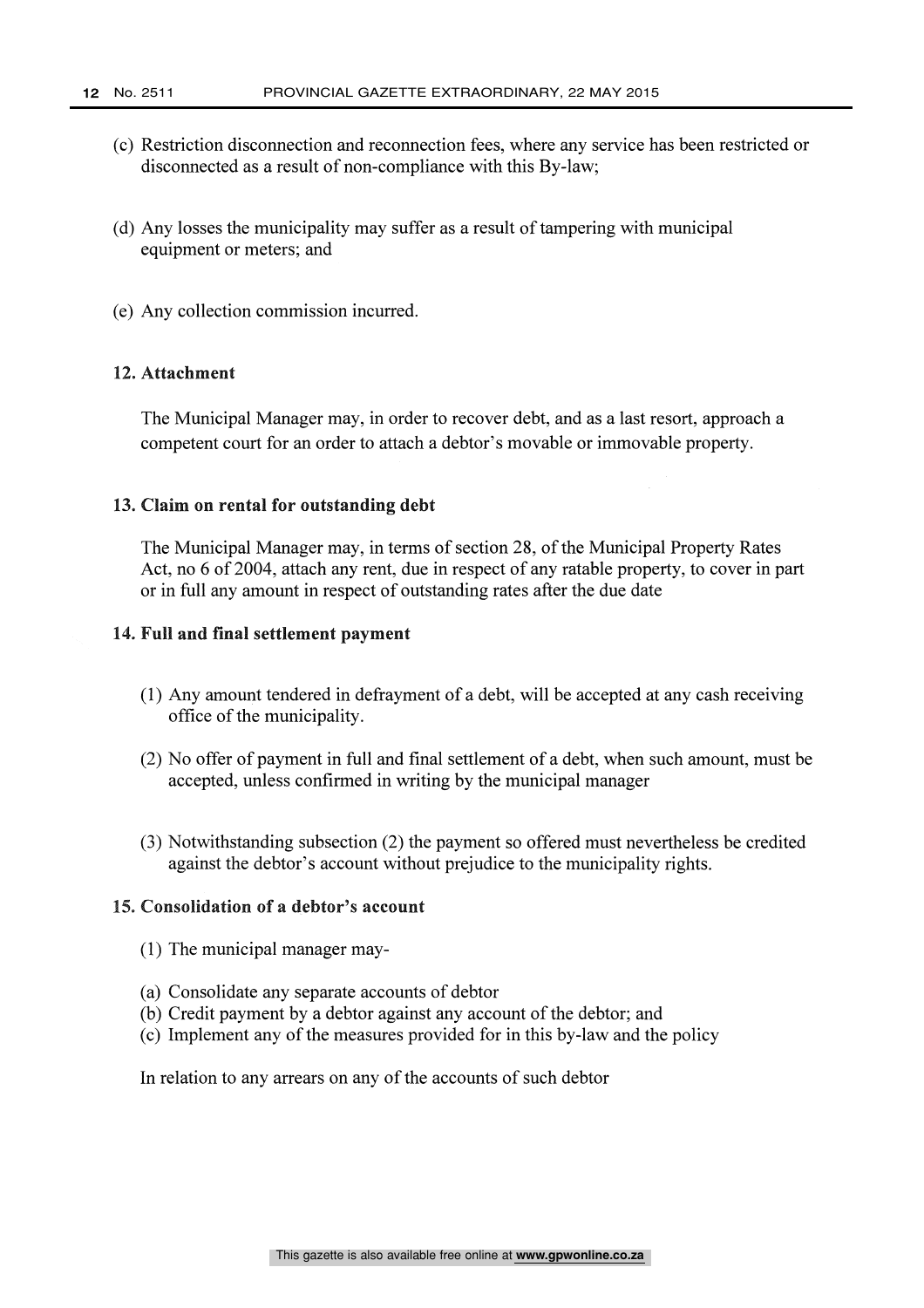(c) Restriction disconnection and reconnection fees, where any service has been restricted or disconnected as a result of non-compliance with this By-law;

(d) Any losses the municipality may suffer as a result of tampering with municipal equipment or meters; and

(e) Any collection commission incurred.

**12. Attachment**

The Municipal Manager may, in order to recover debt, and as a last resort, approach a competent court for an order to attach a debtor's movable or immovable property.

**13. Claim on rental for outstanding debt**

The Municipal Manager may, in terms of section 28, of the Municipal Property Rates Act, no 6 of 2004, attach any rent, due in respect of any ratable property, to cover in part or in full any amount in respect of outstanding rates after the due date

**14. Full and final settlement payment**

(1) Any amount tendered in defrayment of a debt, will be accepted at any cash receiving office of the municipality.

(2) No offer of payment in full and final settlement of a debt, when such amount, must be accepted, unless confirmed in writing by the municipal manager

(3) Notwithstanding subsection (2) the payment so offered must nevertheless be credited against the debtor's account without prejudice to the municipality rights.

**15. Consolidation of a debtor's account**

(1) The municipal manager may-

(a) Consolidate any separate accounts of debtor
(b) Credit payment by a debtor against any account of the debtor; and
(c) Implement any of the measures provided for in this by-law and the policy

In relation to any arrears on any of the accounts of such debtor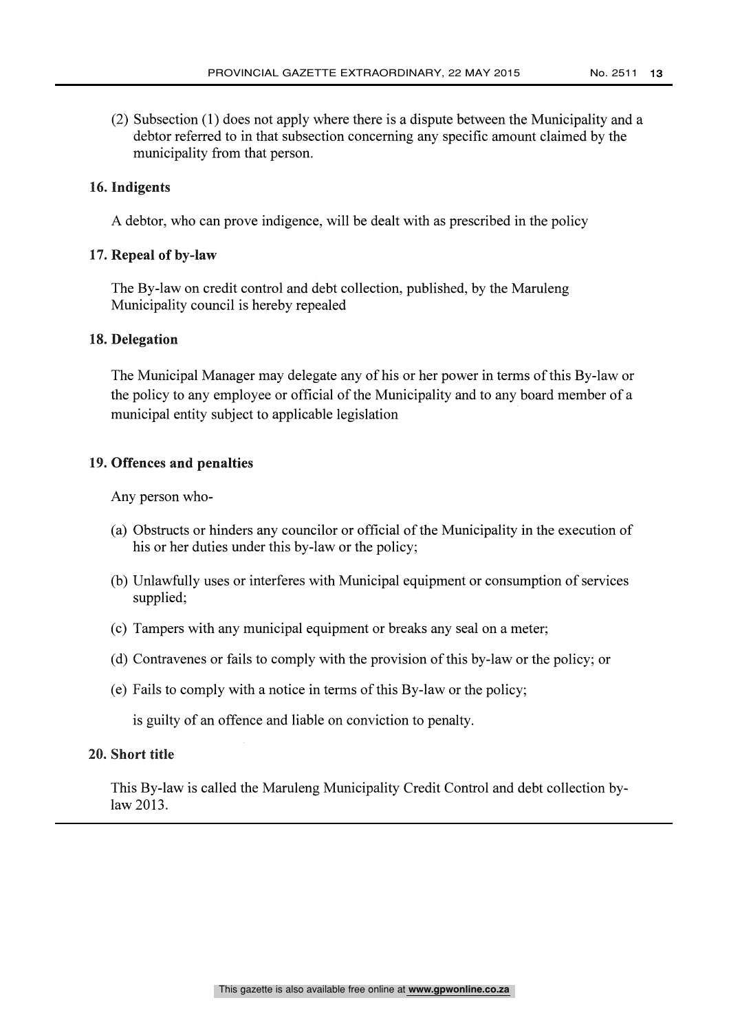(2) Subsection (1) does not apply where there is a dispute between the Municipality and a debtor referred to in that subsection concerning any specific amount claimed by the municipality from that person.

**16. Indigents**

A debtor, who can prove indigence, will be dealt with as prescribed in the policy

**17. Repeal of by-law**

The By-law on credit control and debt collection, published, by the Maruleng Municipality council is hereby repealed

**18. Delegation**

The Municipal Manager may delegate any of his or her power in terms of this By-law or the policy to any employee or official of the Municipality and to any board member of a municipal entity subject to applicable legislation

**19. Offences and penalties**

Any person who-

(a) Obstructs or hinders any councilor or official of the Municipality in the execution of his or her duties under this by-law or the policy;

(b) Unlawfully uses or interferes with Municipal equipment or consumption of services supplied;

(c) Tampers with any municipal equipment or breaks any seal on a meter;

(d) Contravenes or fails to comply with the provision of this by-law or the policy; or

(e) Fails to comply with a notice in terms of this By-law or the policy;

is guilty of an offence and liable on conviction to penalty.

**20. Short title**

This By-law is called the Maruleng Municipality Credit Control and debt collection by-law 2013.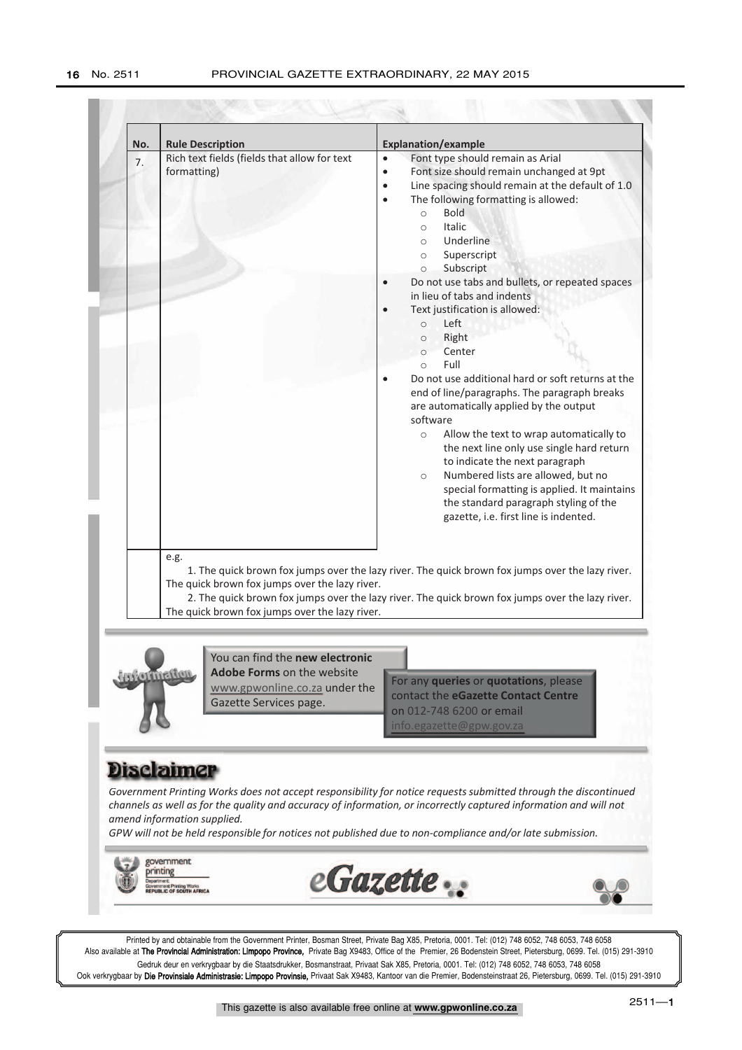| No. | Rule Description | Explanation/example |
|---|---|---|
| 7. | Rich text fields (fields that allow for text formatting) | • Font type should remain as Arial<br>• Font size should remain unchanged at 9pt<br>• Line spacing should remain at the default of 1.0<br>• The following formatting is allowed:<br>  ○ Bold<br>  ○ Italic<br>  ○ Underline<br>  ○ Superscript<br>  ○ Subscript<br>• Do not use tabs and bullets, or repeated spaces in lieu of tabs and indents<br>• Text justification is allowed:<br>  ○ Left<br>  ○ Right<br>  ○ Center<br>  ○ Full<br>• Do not use additional hard or soft returns at the end of line/paragraphs. The paragraph breaks are automatically applied by the output software<br>  ○ Allow the text to wrap automatically to the next line only use single hard return to indicate the next paragraph<br>  ○ Numbered lists are allowed, but no special formatting is applied. It maintains the standard paragraph styling of the gazette, i.e. first line is indented. |
| | e.g.<br>1. The quick brown fox jumps over the lazy river. The quick brown fox jumps over the lazy river. The quick brown fox jumps over the lazy river.<br>2. The quick brown fox jumps over the lazy river. The quick brown fox jumps over the lazy river. The quick brown fox jumps over the lazy river. | |

You can find the **new electronic Adobe Forms** on the website www.gpwonline.co.za under the Gazette Services page.

For any **queries** or **quotations**, please contact the **eGazette Contact Centre** on 012-748 6200 or email info.egazette@gpw.gov.za

# Disclaimer

*Government Printing Works does not accept responsibility for notice requests submitted through the discontinued channels as well as for the quality and accuracy of information, or incorrectly captured information and will not amend information supplied.*

*GPW will not be held responsible for notices not published due to non-compliance and/or late submission.*

Printed by and obtainable from the Government Printer, Bosman Street, Private Bag X85, Pretoria, 0001. Tel: (012) 748 6052, 748 6053, 748 6058
Also available at **The Provincial Administration: Limpopo Province,** Private Bag X9483, Office of the Premier, 26 Bodenstein Street, Pietersburg, 0699. Tel. (015) 291-3910
Gedruk deur en verkrygbaar by die Staatsdrukker, Bosmanstraat, Privaat Sak X85, Pretoria, 0001. Tel: (012) 748 6052, 748 6053, 748 6058
Ook verkrygbaar by **Die Provinsiale Administrasie: Limpopo Provinsie,** Privaat Sak X9483, Kantoor van die Premier, Bodensteinstraat 26, Pietersburg, 0699. Tel. (015) 291-3910